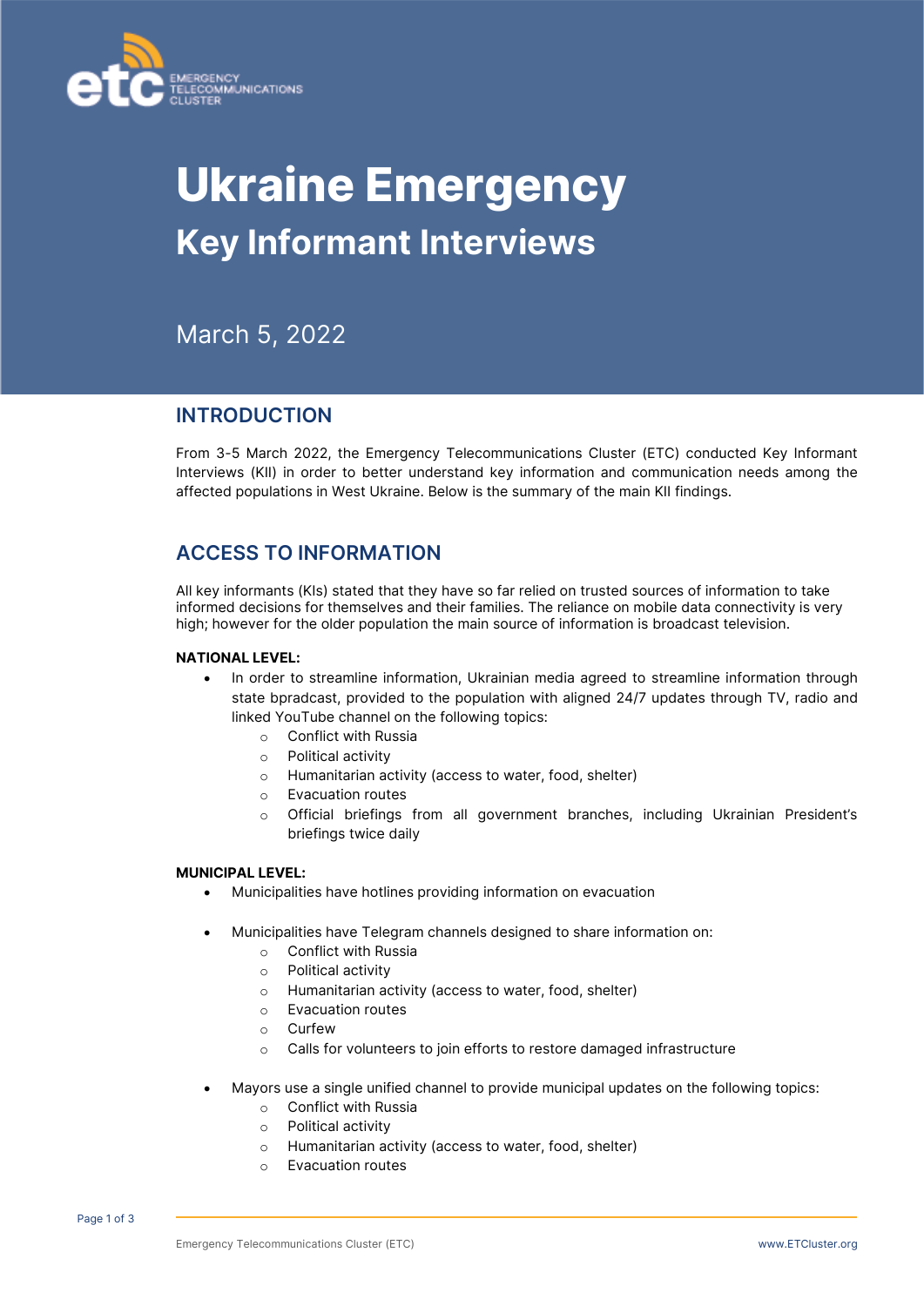# Ukraine Emergency

## Key Informant Interviews

March 5, 2022

## INTRODUCTION

From 3-5 March 2022, the Emergency Telecommunications Cluster (ETC) conducted Key Informant Interviews (KII) in order to better understand key information and communication needs among the affected populations in West Ukraine. Below is the summary of the main KII findings.

## ACCESS TO INFORMATION

All key informants (KIs) stated that they have so far relied on trusted sources of information to take informed decisions for themselves and their families. The reliance on mobile data connectivity is very high; however for the older population the main source of information is broadcast television.

**NATIONAL LEVEL:**

- In order to streamline information, Ukrainian media agreed to streamline information through state bpradcast, provided to the population with aligned 24/7 updates through TV, radio and linked YouTube channel on the following topics:
    - Conflict with Russia
    - Political activity
    - Humanitarian activity (access to water, food, shelter)
    - Evacuation routes
    - Official briefings from all government branches, including Ukrainian President's briefings twice daily

**MUNICIPAL LEVEL:**

- Municipalities have hotlines providing information on evacuation
- Municipalities have Telegram channels designed to share information on:
    - Conflict with Russia
    - Political activity
    - Humanitarian activity (access to water, food, shelter)
    - Evacuation routes
    - Curfew
    - Calls for volunteers to join efforts to restore damaged infrastructure
- Mayors use a single unified channel to provide municipal updates on the following topics:
    - Conflict with Russia
    - Political activity
    - Humanitarian activity (access to water, food, shelter)
    - Evacuation routes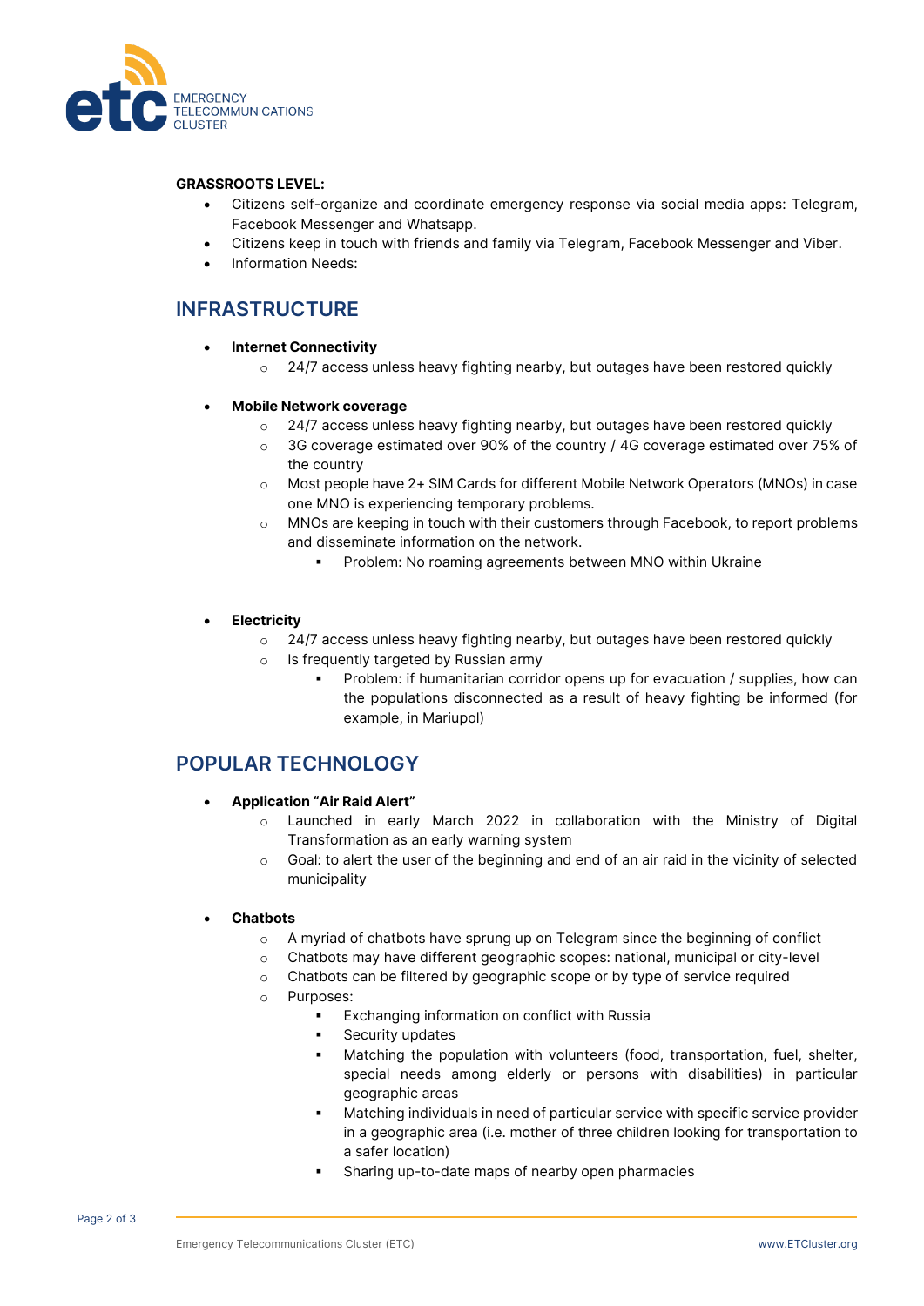**GRASSROOTS LEVEL:**

- Citizens self-organize and coordinate emergency response via social media apps: Telegram, Facebook Messenger and Whatsapp.
- Citizens keep in touch with friends and family via Telegram, Facebook Messenger and Viber.
- Information Needs:

## INFRASTRUCTURE

- **Internet Connectivity**
    - 24/7 access unless heavy fighting nearby, but outages have been restored quickly

- **Mobile Network coverage**
    - 24/7 access unless heavy fighting nearby, but outages have been restored quickly
    - 3G coverage estimated over 90% of the country / 4G coverage estimated over 75% of the country
    - Most people have 2+ SIM Cards for different Mobile Network Operators (MNOs) in case one MNO is experiencing temporary problems.
    - MNOs are keeping in touch with their customers through Facebook, to report problems and disseminate information on the network.
        - Problem: No roaming agreements between MNO within Ukraine

- **Electricity**
    - 24/7 access unless heavy fighting nearby, but outages have been restored quickly
    - Is frequently targeted by Russian army
        - Problem: if humanitarian corridor opens up for evacuation / supplies, how can the populations disconnected as a result of heavy fighting be informed (for example, in Mariupol)

## POPULAR TECHNOLOGY

- **Application "Air Raid Alert"**
    - Launched in early March 2022 in collaboration with the Ministry of Digital Transformation as an early warning system
    - Goal: to alert the user of the beginning and end of an air raid in the vicinity of selected municipality

- **Chatbots**
    - A myriad of chatbots have sprung up on Telegram since the beginning of conflict
    - Chatbots may have different geographic scopes: national, municipal or city-level
    - Chatbots can be filtered by geographic scope or by type of service required
    - Purposes:
        - Exchanging information on conflict with Russia
        - Security updates
        - Matching the population with volunteers (food, transportation, fuel, shelter, special needs among elderly or persons with disabilities) in particular geographic areas
        - Matching individuals in need of particular service with specific service provider in a geographic area (i.e. mother of three children looking for transportation to a safer location)
        - Sharing up-to-date maps of nearby open pharmacies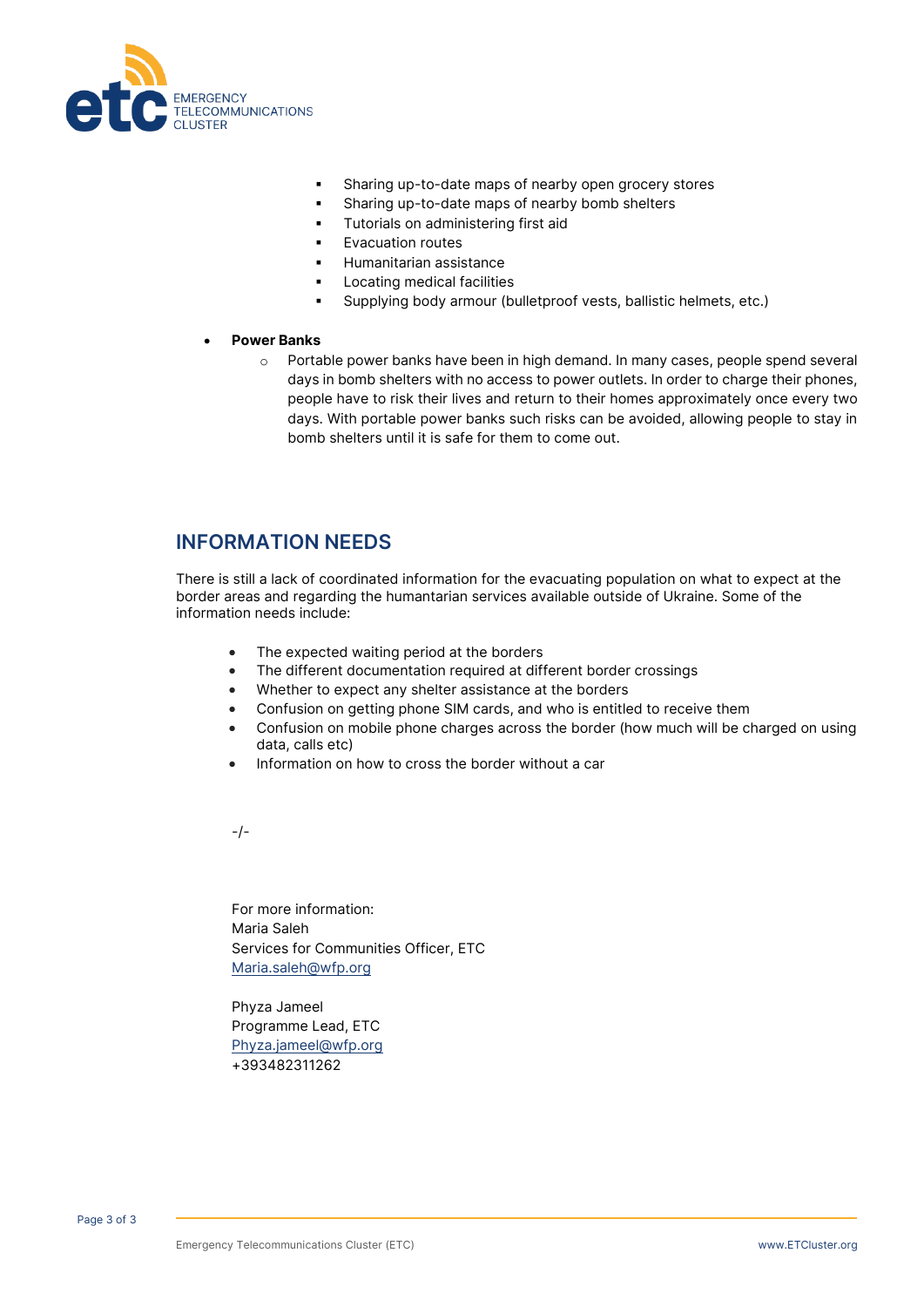- Sharing up-to-date maps of nearby open grocery stores
- Sharing up-to-date maps of nearby bomb shelters
- Tutorials on administering first aid
- Evacuation routes
- Humanitarian assistance
- Locating medical facilities
- Supplying body armour (bulletproof vests, ballistic helmets, etc.)

- **Power Banks**
  - Portable power banks have been in high demand. In many cases, people spend several days in bomb shelters with no access to power outlets. In order to charge their phones, people have to risk their lives and return to their homes approximately once every two days. With portable power banks such risks can be avoided, allowing people to stay in bomb shelters until it is safe for them to come out.

## INFORMATION NEEDS

There is still a lack of coordinated information for the evacuating population on what to expect at the border areas and regarding the humantarian services available outside of Ukraine. Some of the information needs include:

- The expected waiting period at the borders
- The different documentation required at different border crossings
- Whether to expect any shelter assistance at the borders
- Confusion on getting phone SIM cards, and who is entitled to receive them
- Confusion on mobile phone charges across the border (how much will be charged on using data, calls etc)
- Information on how to cross the border without a car

-/-

For more information:
Maria Saleh
Services for Communities Officer, ETC
Maria.saleh@wfp.org

Phyza Jameel
Programme Lead, ETC
Phyza.jameel@wfp.org
+393482311262